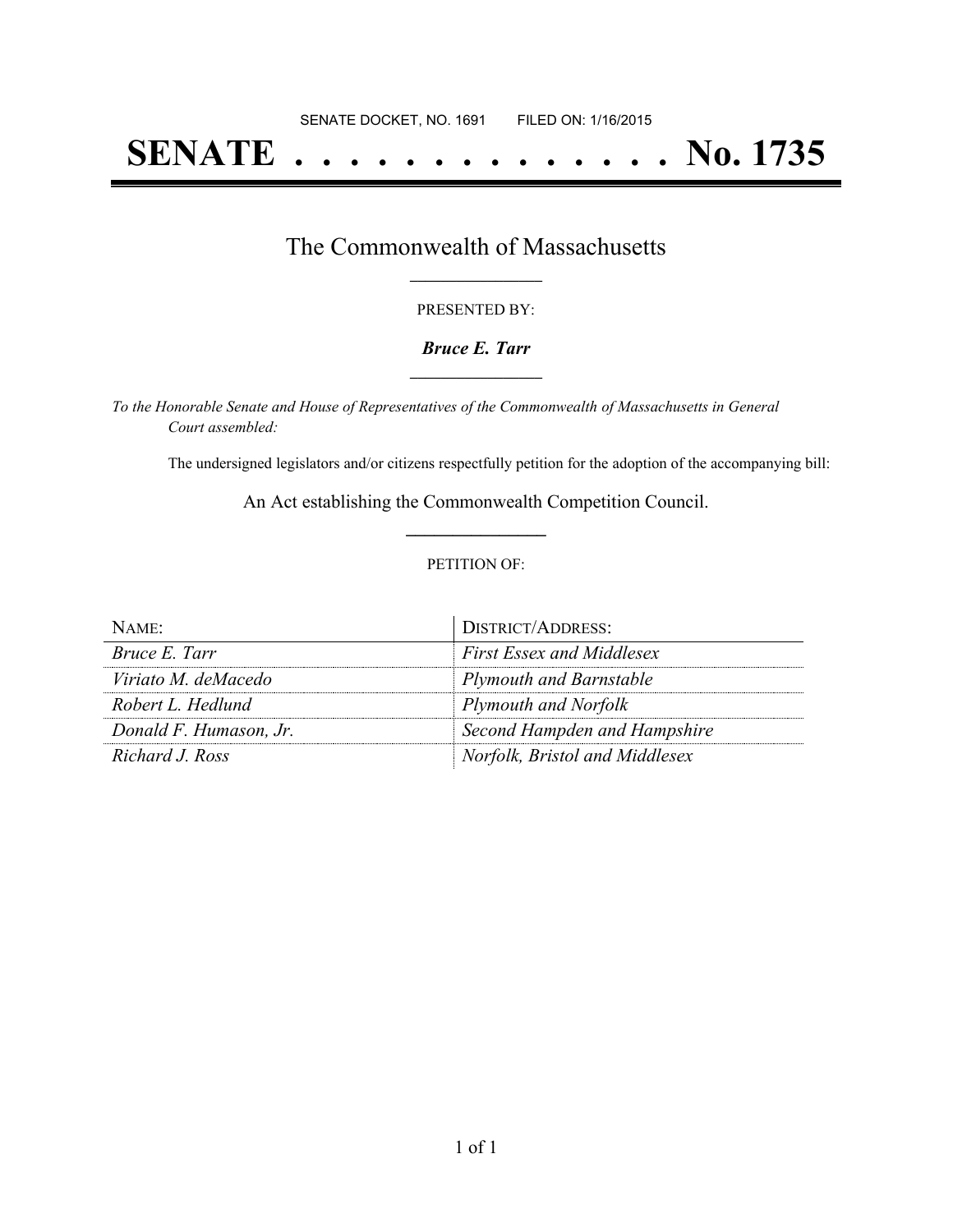SENATE DOCKET, NO. 1691 FILED ON: 1/16/2015

# SENATE . . . . . . . . . . . . . . No. 1735

## The Commonwealth of Massachusetts

PRESENTED BY:

***Bruce E. Tarr***

*To the Honorable Senate and House of Representatives of the Commonwealth of Massachusetts in General Court assembled:*

The undersigned legislators and/or citizens respectfully petition for the adoption of the accompanying bill:

An Act establishing the Commonwealth Competition Council.

PETITION OF:

| NAME: | DISTRICT/ADDRESS: |
| --- | --- |
| *Bruce E. Tarr* | *First Essex and Middlesex* |
| *Viriato M. deMacedo* | *Plymouth and Barnstable* |
| *Robert L. Hedlund* | *Plymouth and Norfolk* |
| *Donald F. Humason, Jr.* | *Second Hampden and Hampshire* |
| *Richard J. Ross* | *Norfolk, Bristol and Middlesex* |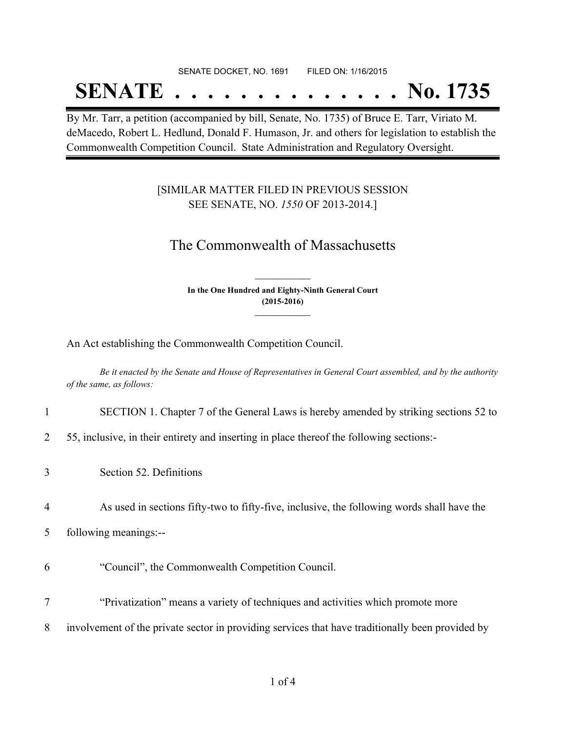SENATE DOCKET, NO. 1691 FILED ON: 1/16/2015

# SENATE . . . . . . . . . . . . . . No. 1735

By Mr. Tarr, a petition (accompanied by bill, Senate, No. 1735) of Bruce E. Tarr, Viriato M. deMacedo, Robert L. Hedlund, Donald F. Humason, Jr. and others for legislation to establish the Commonwealth Competition Council. State Administration and Regulatory Oversight.

[SIMILAR MATTER FILED IN PREVIOUS SESSION SEE SENATE, NO. *1550* OF 2013-2014.]

## The Commonwealth of Massachusetts

**In the One Hundred and Eighty-Ninth General Court (2015-2016)**

An Act establishing the Commonwealth Competition Council.

*Be it enacted by the Senate and House of Representatives in General Court assembled, and by the authority of the same, as follows:*

1 SECTION 1. Chapter 7 of the General Laws is hereby amended by striking sections 52 to
2 55, inclusive, in their entirety and inserting in place thereof the following sections:-

3 Section 52. Definitions

4 As used in sections fifty-two to fifty-five, inclusive, the following words shall have the
5 following meanings:--

6 "Council", the Commonwealth Competition Council.

7 "Privatization" means a variety of techniques and activities which promote more
8 involvement of the private sector in providing services that have traditionally been provided by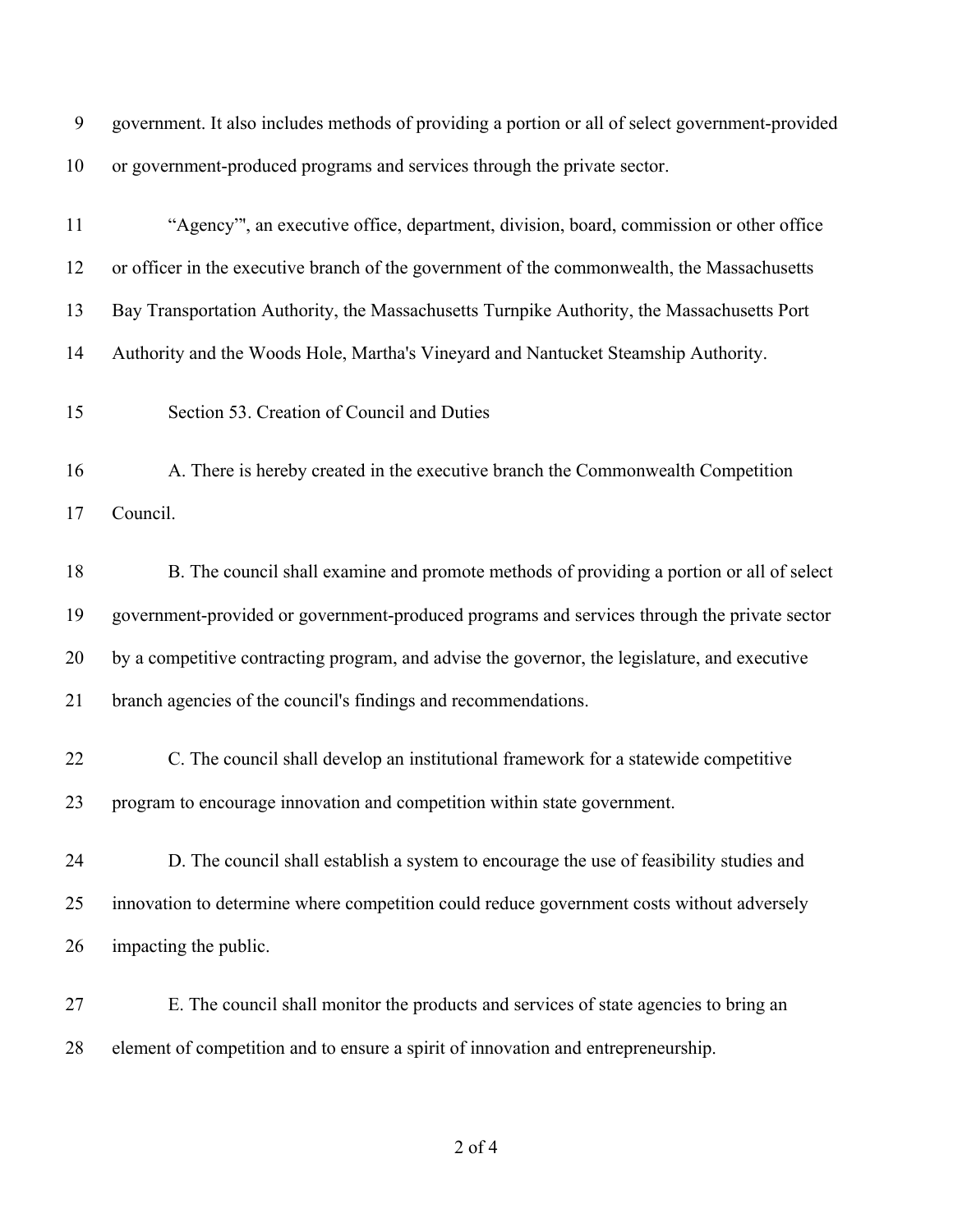government. It also includes methods of providing a portion or all of select government-provided or government-produced programs and services through the private sector.

"Agency"', an executive office, department, division, board, commission or other office or officer in the executive branch of the government of the commonwealth, the Massachusetts Bay Transportation Authority, the Massachusetts Turnpike Authority, the Massachusetts Port Authority and the Woods Hole, Martha's Vineyard and Nantucket Steamship Authority.

Section 53. Creation of Council and Duties

A. There is hereby created in the executive branch the Commonwealth Competition Council.

B. The council shall examine and promote methods of providing a portion or all of select government-provided or government-produced programs and services through the private sector by a competitive contracting program, and advise the governor, the legislature, and executive branch agencies of the council's findings and recommendations.

C. The council shall develop an institutional framework for a statewide competitive program to encourage innovation and competition within state government.

D. The council shall establish a system to encourage the use of feasibility studies and innovation to determine where competition could reduce government costs without adversely impacting the public.

E. The council shall monitor the products and services of state agencies to bring an element of competition and to ensure a spirit of innovation and entrepreneurship.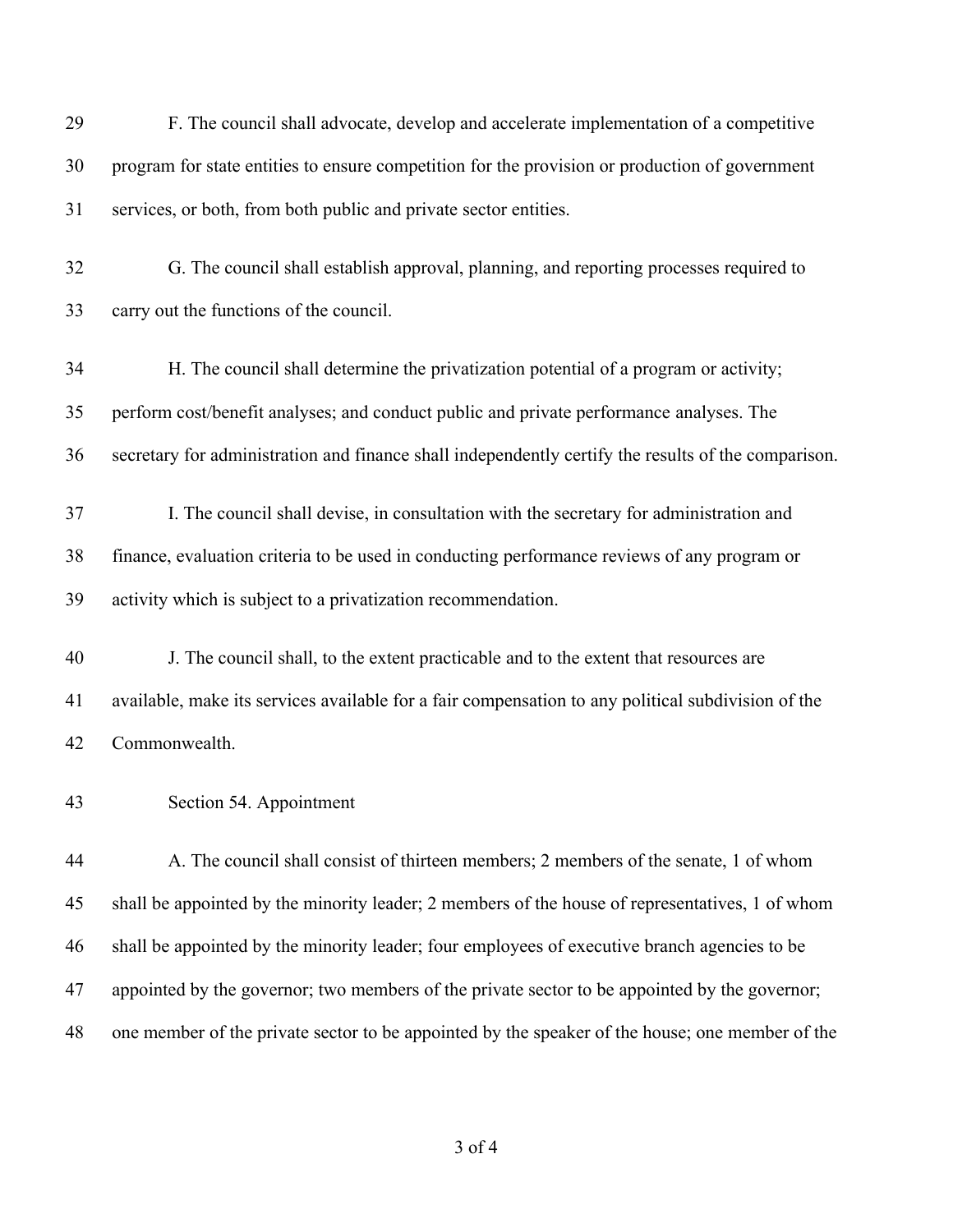F. The council shall advocate, develop and accelerate implementation of a competitive program for state entities to ensure competition for the provision or production of government services, or both, from both public and private sector entities.

G. The council shall establish approval, planning, and reporting processes required to carry out the functions of the council.

H. The council shall determine the privatization potential of a program or activity; perform cost/benefit analyses; and conduct public and private performance analyses. The secretary for administration and finance shall independently certify the results of the comparison.

I. The council shall devise, in consultation with the secretary for administration and finance, evaluation criteria to be used in conducting performance reviews of any program or activity which is subject to a privatization recommendation.

J. The council shall, to the extent practicable and to the extent that resources are available, make its services available for a fair compensation to any political subdivision of the Commonwealth.

Section 54. Appointment

A. The council shall consist of thirteen members; 2 members of the senate, 1 of whom shall be appointed by the minority leader; 2 members of the house of representatives, 1 of whom shall be appointed by the minority leader; four employees of executive branch agencies to be appointed by the governor; two members of the private sector to be appointed by the governor; one member of the private sector to be appointed by the speaker of the house; one member of the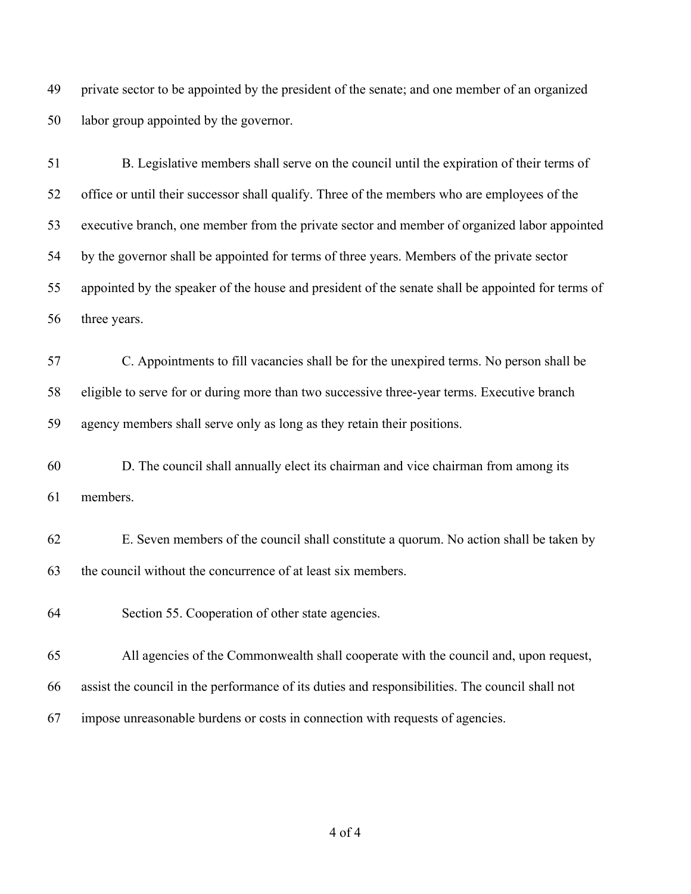private sector to be appointed by the president of the senate; and one member of an organized labor group appointed by the governor.

B. Legislative members shall serve on the council until the expiration of their terms of office or until their successor shall qualify. Three of the members who are employees of the executive branch, one member from the private sector and member of organized labor appointed by the governor shall be appointed for terms of three years. Members of the private sector appointed by the speaker of the house and president of the senate shall be appointed for terms of three years.

C. Appointments to fill vacancies shall be for the unexpired terms. No person shall be eligible to serve for or during more than two successive three-year terms. Executive branch agency members shall serve only as long as they retain their positions.

D. The council shall annually elect its chairman and vice chairman from among its members.

E. Seven members of the council shall constitute a quorum. No action shall be taken by the council without the concurrence of at least six members.

Section 55. Cooperation of other state agencies.

All agencies of the Commonwealth shall cooperate with the council and, upon request, assist the council in the performance of its duties and responsibilities. The council shall not impose unreasonable burdens or costs in connection with requests of agencies.